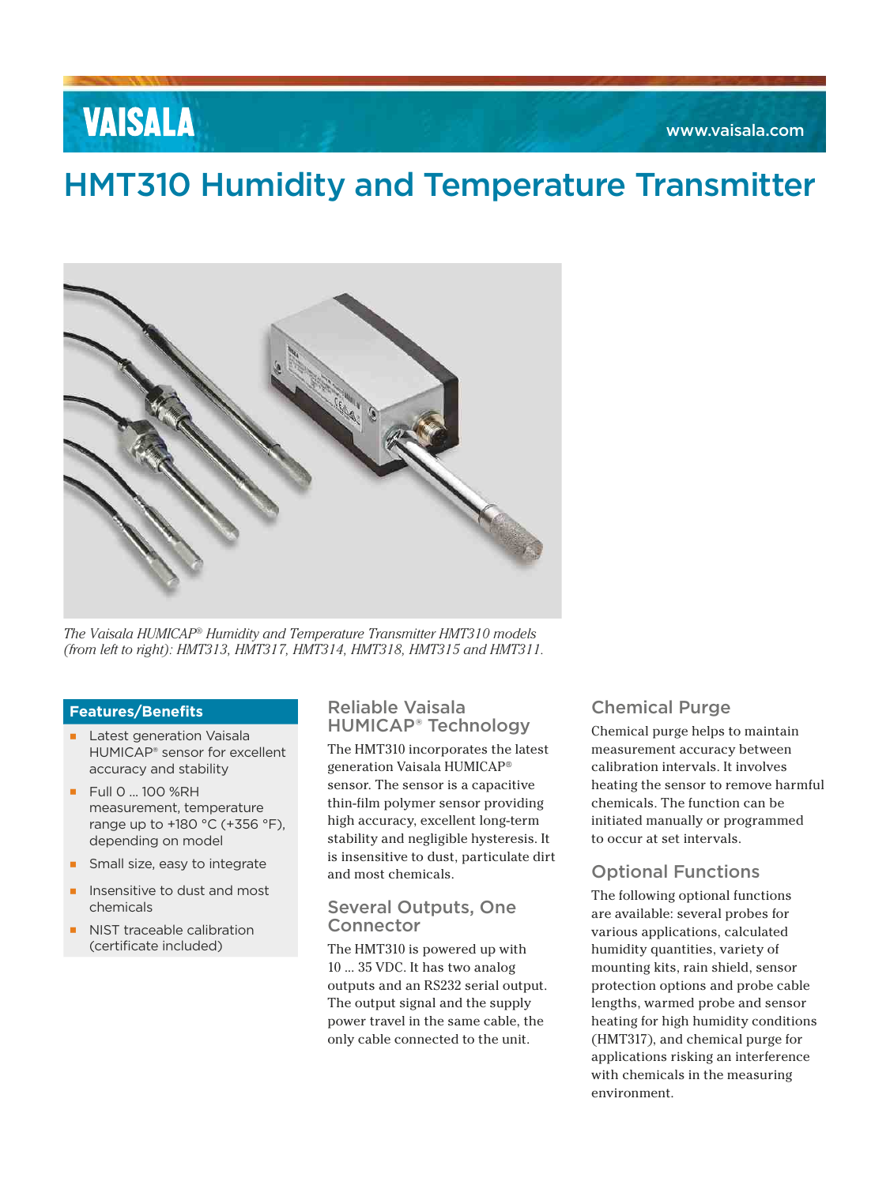# HMT310 Humidity and Temperature Transmitter

*The Vaisala HUMICAP® Humidity and Temperature Transmitter HMT310 models (from left to right): HMT313, HMT317, HMT314, HMT318, HMT315 and HMT311.*

## Features/Benefits

- Latest generation Vaisala HUMICAP® sensor for excellent accuracy and stability
- Full 0 ... 100 %RH measurement, temperature range up to +180 °C (+356 °F), depending on model
- Small size, easy to integrate
- Insensitive to dust and most chemicals
- NIST traceable calibration (certificate included)

## Reliable Vaisala HUMICAP® Technology

The HMT310 incorporates the latest generation Vaisala HUMICAP® sensor. The sensor is a capacitive thin-film polymer sensor providing high accuracy, excellent long-term stability and negligible hysteresis. It is insensitive to dust, particulate dirt and most chemicals.

## Several Outputs, One Connector

The HMT310 is powered up with 10 ... 35 VDC. It has two analog outputs and an RS232 serial output. The output signal and the supply power travel in the same cable, the only cable connected to the unit.

## Chemical Purge

Chemical purge helps to maintain measurement accuracy between calibration intervals. It involves heating the sensor to remove harmful chemicals. The function can be initiated manually or programmed to occur at set intervals.

## Optional Functions

The following optional functions are available: several probes for various applications, calculated humidity quantities, variety of mounting kits, rain shield, sensor protection options and probe cable lengths, warmed probe and sensor heating for high humidity conditions (HMT317), and chemical purge for applications risking an interference with chemicals in the measuring environment.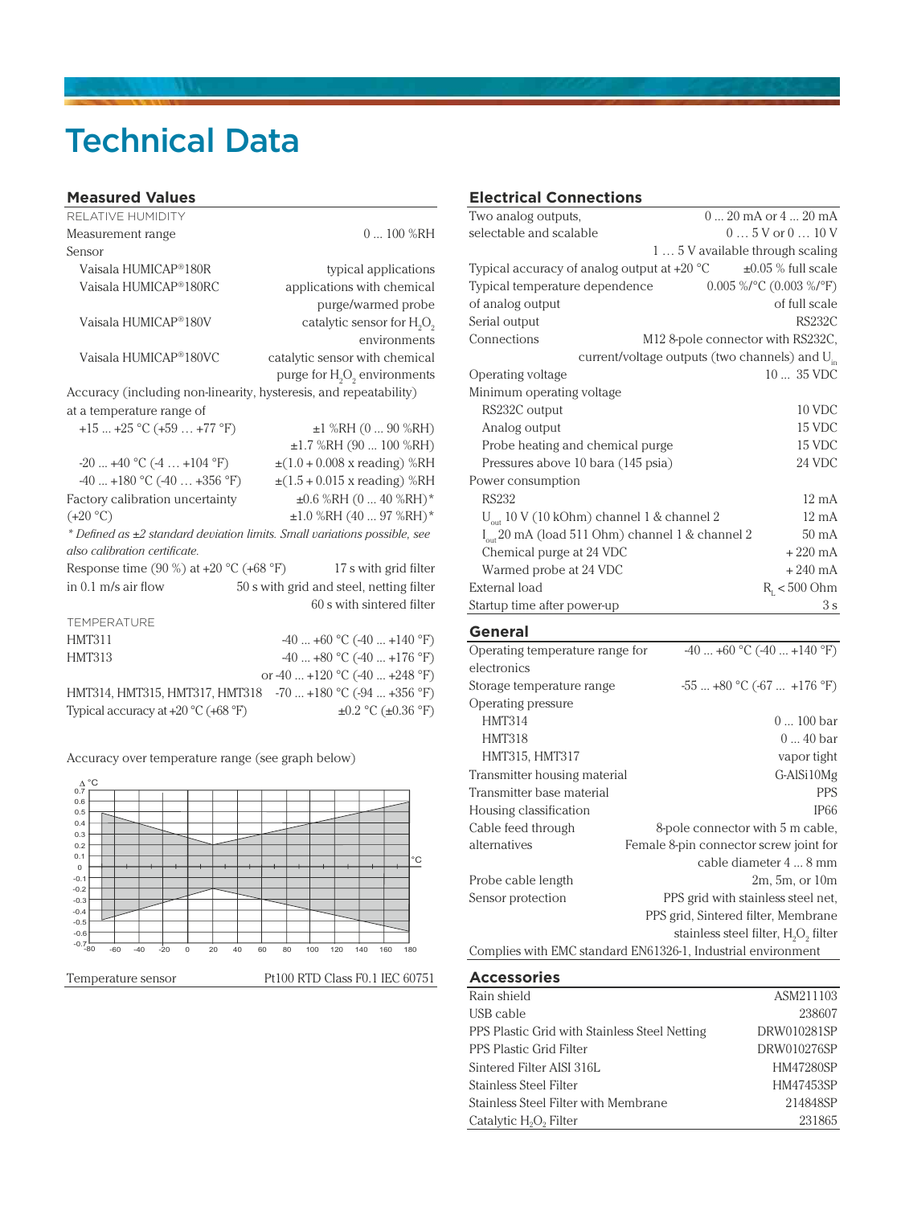# Technical Data

## Measured Values

RELATIVE HUMIDITY

| | |
|---|---|
| Measurement range | 0 ... 100 %RH |
| Sensor | |
| Vaisala HUMICAP®180R | typical applications |
| Vaisala HUMICAP®180RC | applications with chemical purge/warmed probe |
| Vaisala HUMICAP®180V | catalytic sensor for $H_2O_2$ environments |
| Vaisala HUMICAP®180VC | catalytic sensor with chemical purge for $H_2O_2$ environments |
| Accuracy (including non-linearity, hysteresis, and repeatability) at a temperature range of | |
| +15 ... +25 °C (+59 … +77 °F) | ±1 %RH (0 ... 90 %RH) |
| | ±1.7 %RH (90 ... 100 %RH) |
| -20 ... +40 °C (-4 … +104 °F) | ±(1.0 + 0.008 x reading) %RH |
| -40 ... +180 °C (-40 … +356 °F) | ±(1.5 + 0.015 x reading) %RH |
| Factory calibration uncertainty | ±0.6 %RH (0 ... 40 %RH)* |
| (+20 °C) | ±1.0 %RH (40 ... 97 %RH)* |

*\* Defined as ±2 standard deviation limits. Small variations possible, see also calibration certificate.*

| | |
|---|---|
| Response time (90 %) at +20 °C (+68 °F) | 17 s with grid filter |
| in 0.1 m/s air flow | 50 s with grid and steel, netting filter |
| | 60 s with sintered filter |

TEMPERATURE

| | |
|---|---|
| HMT311 | -40 ... +60 °C (-40 ... +140 °F) |
| HMT313 | -40 ... +80 °C (-40 ... +176 °F) |
| | or -40 ... +120 °C (-40 ... +248 °F) |
| HMT314, HMT315, HMT317, HMT318 | -70 ... +180 °C (-94 ... +356 °F) |
| Typical accuracy at +20 °C (+68 °F) | ±0.2 °C (±0.36 °F) |

Accuracy over temperature range (see graph below)

| | |
|---|---|
| Temperature sensor | Pt100 RTD Class F0.1 IEC 60751 |

## Electrical Connections

| | |
|---|---|
| Two analog outputs, selectable and scalable | 0 ... 20 mA or 4 ... 20 mA |
| | 0 … 5 V or 0 … 10 V |
| | 1 … 5 V available through scaling |
| Typical accuracy of analog output at +20 °C | ±0.05 % full scale |
| Typical temperature dependence of analog output | 0.005 %/°C (0.003 %/°F) of full scale |
| Serial output | RS232C |
| Connections | M12 8-pole connector with RS232C, current/voltage outputs (two channels) and $U_{in}$ |
| Operating voltage | 10 ... 35 VDC |
| Minimum operating voltage | |
| RS232C output | 10 VDC |
| Analog output | 15 VDC |
| Probe heating and chemical purge | 15 VDC |
| Pressures above 10 bara (145 psia) | 24 VDC |
| Power consumption | |
| RS232 | 12 mA |
| $U_{out}$ 10 V (10 kOhm) channel 1 & channel 2 | 12 mA |
| $I_{out}$ 20 mA (load 511 Ohm) channel 1 & channel 2 | 50 mA |
| Chemical purge at 24 VDC | + 220 mA |
| Warmed probe at 24 VDC | + 240 mA |
| External load | $R_L$ < 500 Ohm |
| Startup time after power-up | 3 s |

## General

| | |
|---|---|
| Operating temperature range for electronics | -40 ... +60 °C (-40 ... +140 °F) |
| Storage temperature range | -55 ... +80 °C (-67 ... +176 °F) |
| Operating pressure | |
| HMT314 | 0 ... 100 bar |
| HMT318 | 0 ... 40 bar |
| HMT315, HMT317 | vapor tight |
| Transmitter housing material | G-AlSi10Mg |
| Transmitter base material | PPS |
| Housing classification | IP66 |
| Cable feed through alternatives | 8-pole connector with 5 m cable, Female 8-pin connector screw joint for cable diameter 4 ... 8 mm |
| Probe cable length | 2m, 5m, or 10m |
| Sensor protection | PPS grid with stainless steel net, PPS grid, Sintered filter, Membrane stainless steel filter, $H_2O_2$ filter |

Complies with EMC standard EN61326-1, Industrial environment

## Accessories

| | |
|---|---|
| Rain shield | ASM211103 |
| USB cable | 238607 |
| PPS Plastic Grid with Stainless Steel Netting | DRW010281SP |
| PPS Plastic Grid Filter | DRW010276SP |
| Sintered Filter AISI 316L | HM47280SP |
| Stainless Steel Filter | HM47453SP |
| Stainless Steel Filter with Membrane | 214848SP |
| Catalytic $H_2O_2$ Filter | 231865 |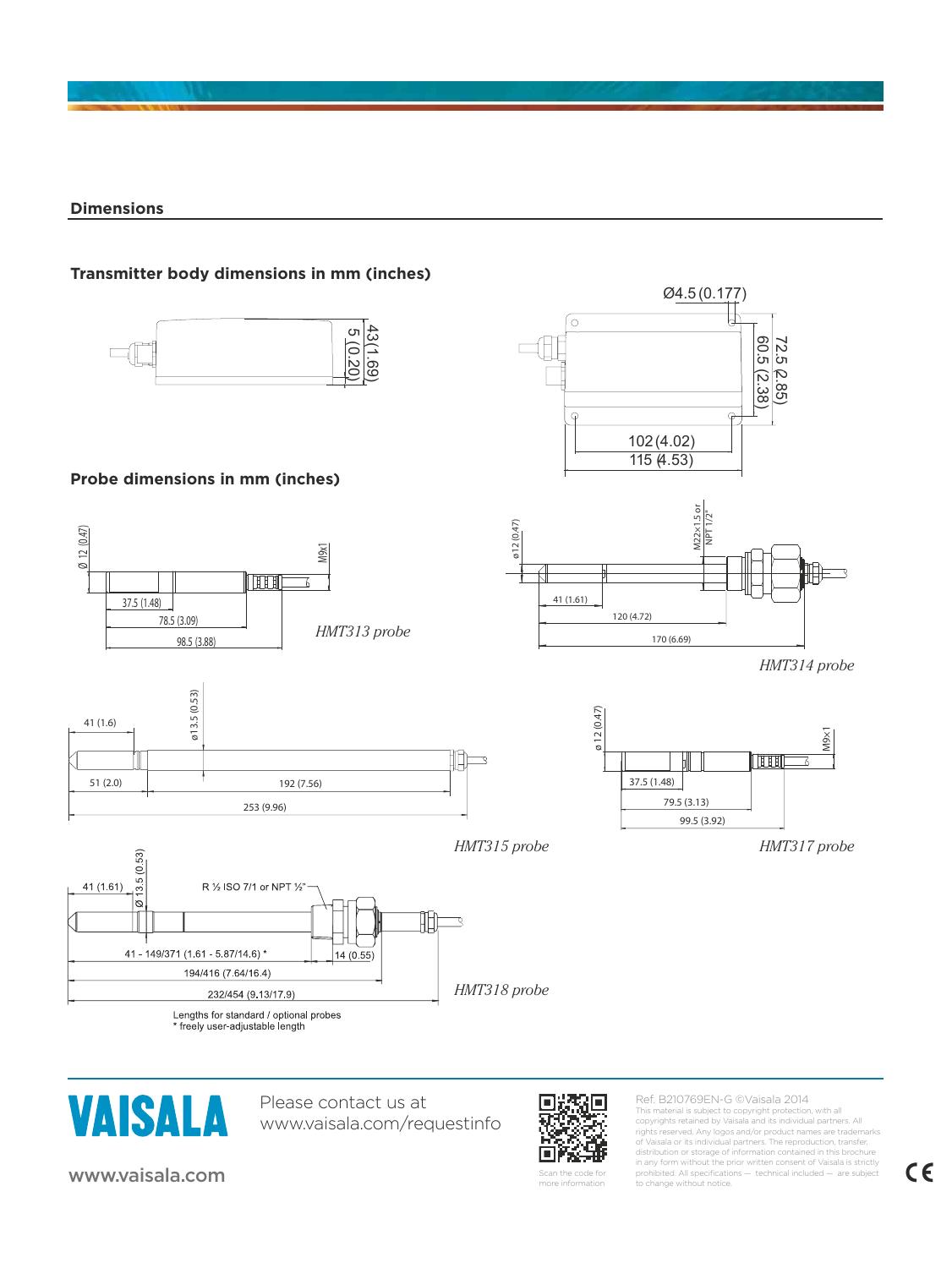## Dimensions

### Transmitter body dimensions in mm (inches)

43 (1.69)
5 (0.20)

Ø4.5 (0.177)
72.5 (2.85)
60.5 (2.38)
102 (4.02)
115 (4.53)

### Probe dimensions in mm (inches)

ø 12 (0.47)
M9x1
37.5 (1.48)
78.5 (3.09)
98.5 (3.88)

*HMT313 probe*

ø12 (0.47)
M22×1.5 or NPT 1/2"
41 (1.61)
120 (4.72)
170 (6.69)

*HMT314 probe*

41 (1.6)
ø13.5 (0.53)
51 (2.0)
192 (7.56)
253 (9.96)

*HMT315 probe*

ø 12 (0.47)
M9x1
37.5 (1.48)
79.5 (3.13)
99.5 (3.92)

*HMT317 probe*

41 (1.61)
Ø 13.5 (0.53)
R ½ ISO 7/1 or NPT ½"
41 - 149/371 (1.61 - 5.87/14.6) *
14 (0.55)
194/416 (7.64/16.4)
232/454 (9.13/17.9)

*HMT318 probe*

Lengths for standard / optional probes
* freely user-adjustable length

VAISALA

www.vaisala.com

Please contact us at
www.vaisala.com/requestinfo

Scan the code for more information

Ref. B210769EN-G ©Vaisala 2014
This material is subject to copyright protection, with all copyrights retained by Vaisala and its individual partners. All rights reserved. Any logos and/or product names are trademarks of Vaisala or its individual partners. The reproduction, transfer, distribution or storage of information contained in this brochure in any form without the prior written consent of Vaisala is strictly prohibited. All specifications — technical included — are subject to change without notice.

CE